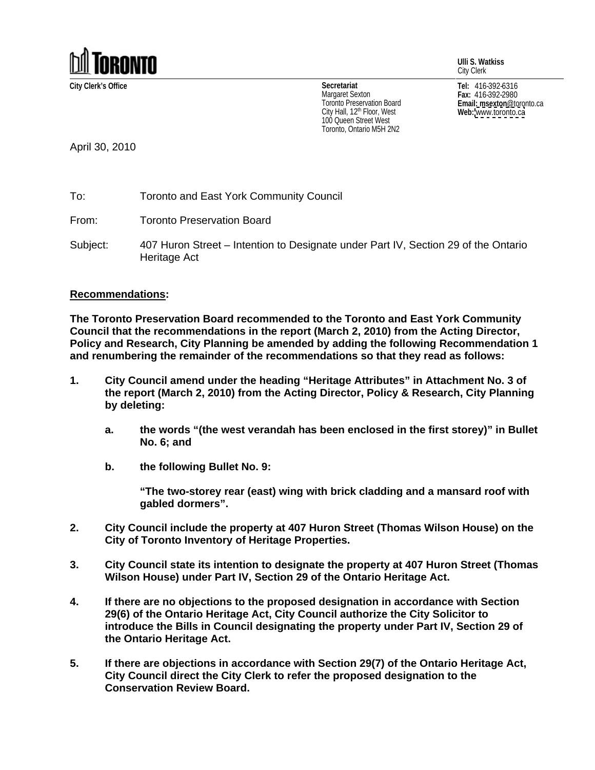**TORONTO**

**Ulli S. Watkiss**
City Clerk

**City Clerk's Office**

**Secretariat**
Margaret Sexton
Toronto Preservation Board
City Hall, 12th Floor, West
100 Queen Street West
Toronto, Ontario M5H 2N2

**Tel:** 416-392-6316
**Fax:** 416-392-2980
**Email:** msexton@toronto.ca
**Web:** www.toronto.ca

April 30, 2010

To: Toronto and East York Community Council

From: Toronto Preservation Board

Subject: 407 Huron Street – Intention to Designate under Part IV, Section 29 of the Ontario Heritage Act

## Recommendations:

**The Toronto Preservation Board recommended to the Toronto and East York Community Council that the recommendations in the report (March 2, 2010) from the Acting Director, Policy and Research, City Planning be amended by adding the following Recommendation 1 and renumbering the remainder of the recommendations so that they read as follows:**

1. **City Council amend under the heading "Heritage Attributes" in Attachment No. 3 of the report (March 2, 2010) from the Acting Director, Policy & Research, City Planning by deleting:**

   a. **the words "(the west verandah has been enclosed in the first storey)" in Bullet No. 6; and**

   b. **the following Bullet No. 9:**

      **"The two-storey rear (east) wing with brick cladding and a mansard roof with gabled dormers".**

2. **City Council include the property at 407 Huron Street (Thomas Wilson House) on the City of Toronto Inventory of Heritage Properties.**

3. **City Council state its intention to designate the property at 407 Huron Street (Thomas Wilson House) under Part IV, Section 29 of the Ontario Heritage Act.**

4. **If there are no objections to the proposed designation in accordance with Section 29(6) of the Ontario Heritage Act, City Council authorize the City Solicitor to introduce the Bills in Council designating the property under Part IV, Section 29 of the Ontario Heritage Act.**

5. **If there are objections in accordance with Section 29(7) of the Ontario Heritage Act, City Council direct the City Clerk to refer the proposed designation to the Conservation Review Board.**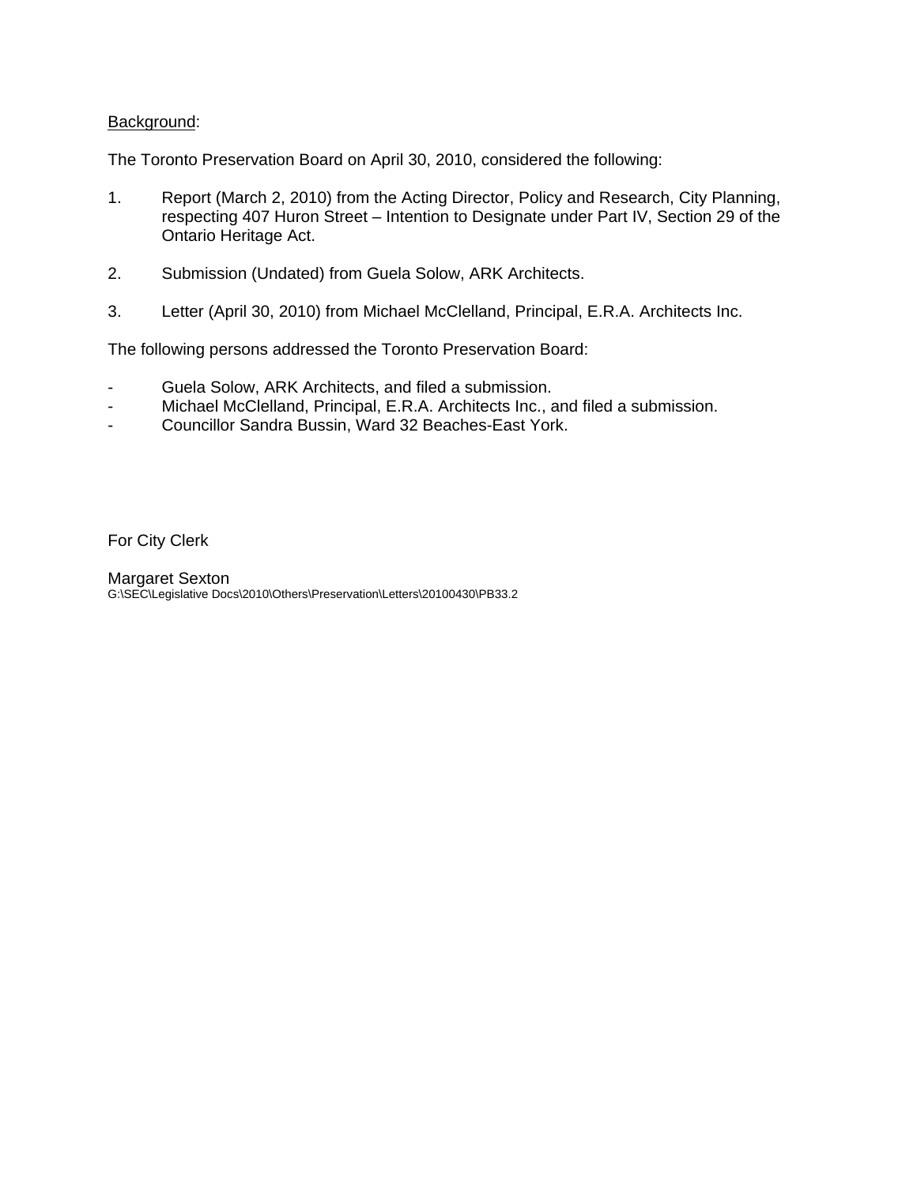Background:

The Toronto Preservation Board on April 30, 2010, considered the following:

1. Report (March 2, 2010) from the Acting Director, Policy and Research, City Planning, respecting 407 Huron Street – Intention to Designate under Part IV, Section 29 of the Ontario Heritage Act.

2. Submission (Undated) from Guela Solow, ARK Architects.

3. Letter (April 30, 2010) from Michael McClelland, Principal, E.R.A. Architects Inc.

The following persons addressed the Toronto Preservation Board:

- Guela Solow, ARK Architects, and filed a submission.
- Michael McClelland, Principal, E.R.A. Architects Inc., and filed a submission.
- Councillor Sandra Bussin, Ward 32 Beaches-East York.

For City Clerk

Margaret Sexton
G:\SEC\Legislative Docs\2010\Others\Preservation\Letters\20100430\PB33.2